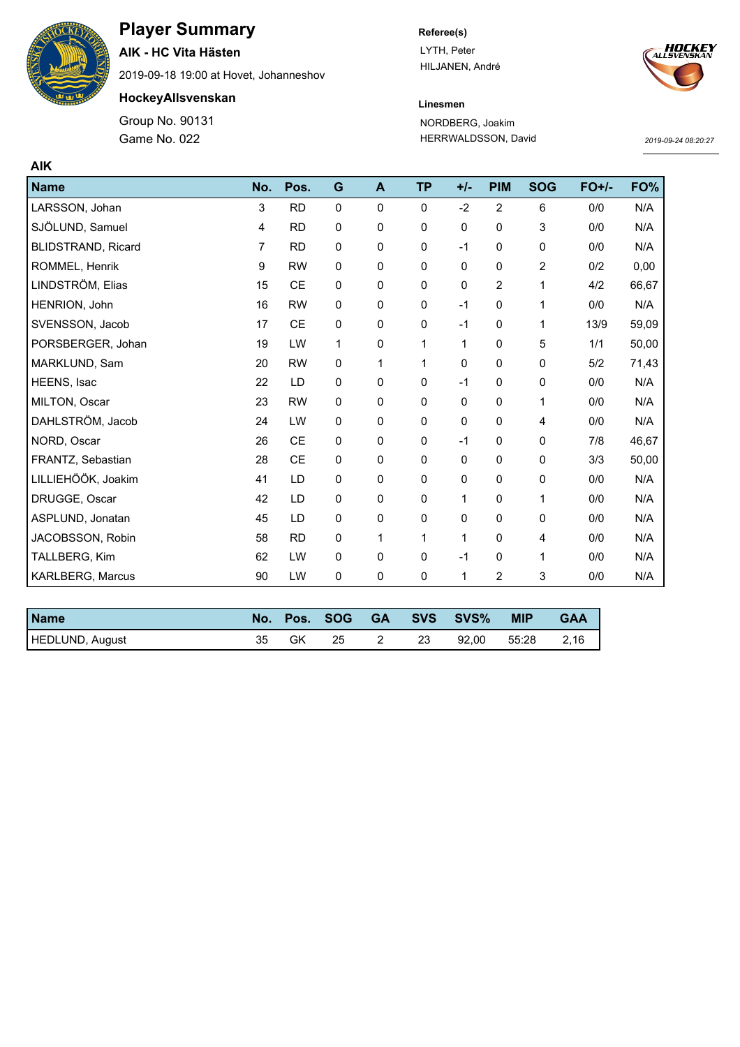# Player Summary

**AIK - HC Vita Hästen**

2019-09-18 19:00 at Hovet, Johanneshov

**HockeyAllsvenskan**

Group No. 90131

Game No. 022

**Referee(s)**

LYTH, Peter

HILJANEN, André

**Linesmen**

NORDBERG, Joakim

HERRWALDSSON, David

*2019-09-24 08:20:27*

## AIK

| Name | No. | Pos. | G | A | TP | +/- | PIM | SOG | FO+/- | FO% |
|---|---|---|---|---|---|---|---|---|---|---|
| LARSSON, Johan | 3 | RD | 0 | 0 | 0 | -2 | 2 | 6 | 0/0 | N/A |
| SJÖLUND, Samuel | 4 | RD | 0 | 0 | 0 | 0 | 0 | 3 | 0/0 | N/A |
| BLIDSTRAND, Ricard | 7 | RD | 0 | 0 | 0 | -1 | 0 | 0 | 0/0 | N/A |
| ROMMEL, Henrik | 9 | RW | 0 | 0 | 0 | 0 | 0 | 2 | 0/2 | 0,00 |
| LINDSTRÖM, Elias | 15 | CE | 0 | 0 | 0 | 0 | 2 | 1 | 4/2 | 66,67 |
| HENRION, John | 16 | RW | 0 | 0 | 0 | -1 | 0 | 1 | 0/0 | N/A |
| SVENSSON, Jacob | 17 | CE | 0 | 0 | 0 | -1 | 0 | 1 | 13/9 | 59,09 |
| PORSBERGER, Johan | 19 | LW | 1 | 0 | 1 | 1 | 0 | 5 | 1/1 | 50,00 |
| MARKLUND, Sam | 20 | RW | 0 | 1 | 1 | 0 | 0 | 0 | 5/2 | 71,43 |
| HEENS, Isac | 22 | LD | 0 | 0 | 0 | -1 | 0 | 0 | 0/0 | N/A |
| MILTON, Oscar | 23 | RW | 0 | 0 | 0 | 0 | 0 | 1 | 0/0 | N/A |
| DAHLSTRÖM, Jacob | 24 | LW | 0 | 0 | 0 | 0 | 0 | 4 | 0/0 | N/A |
| NORD, Oscar | 26 | CE | 0 | 0 | 0 | -1 | 0 | 0 | 7/8 | 46,67 |
| FRANTZ, Sebastian | 28 | CE | 0 | 0 | 0 | 0 | 0 | 0 | 3/3 | 50,00 |
| LILLIEHÖÖK, Joakim | 41 | LD | 0 | 0 | 0 | 0 | 0 | 0 | 0/0 | N/A |
| DRUGGE, Oscar | 42 | LD | 0 | 0 | 0 | 1 | 0 | 1 | 0/0 | N/A |
| ASPLUND, Jonatan | 45 | LD | 0 | 0 | 0 | 0 | 0 | 0 | 0/0 | N/A |
| JACOBSSON, Robin | 58 | RD | 0 | 1 | 1 | 1 | 0 | 4 | 0/0 | N/A |
| TALLBERG, Kim | 62 | LW | 0 | 0 | 0 | -1 | 0 | 1 | 0/0 | N/A |
| KARLBERG, Marcus | 90 | LW | 0 | 0 | 0 | 1 | 2 | 3 | 0/0 | N/A |

| Name | No. | Pos. | SOG | GA | SVS | SVS% | MIP | GAA |
|---|---|---|---|---|---|---|---|---|
| HEDLUND, August | 35 | GK | 25 | 2 | 23 | 92,00 | 55:28 | 2,16 |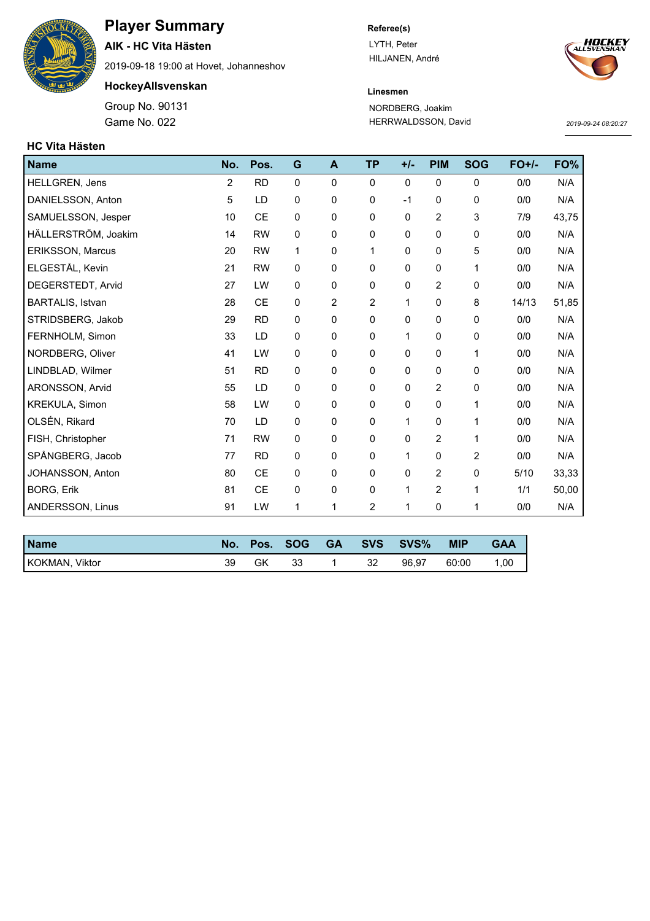# Player Summary

**AIK - HC Vita Hästen**

2019-09-18 19:00 at Hovet, Johanneshov

**HockeyAllsvenskan**

Group No. 90131

Game No. 022

**Referee(s)**

LYTH, Peter

HILJANEN, André

**Linesmen**

NORDBERG, Joakim

HERRWALDSSON, David

*2019-09-24 08:20:27*

## HC Vita Hästen

| Name | No. | Pos. | G | A | TP | +/- | PIM | SOG | FO+/- | FO% |
|---|---|---|---|---|---|---|---|---|---|---|
| HELLGREN, Jens | 2 | RD | 0 | 0 | 0 | 0 | 0 | 0 | 0/0 | N/A |
| DANIELSSON, Anton | 5 | LD | 0 | 0 | 0 | -1 | 0 | 0 | 0/0 | N/A |
| SAMUELSSON, Jesper | 10 | CE | 0 | 0 | 0 | 0 | 2 | 3 | 7/9 | 43,75 |
| HÄLLERSTRÖM, Joakim | 14 | RW | 0 | 0 | 0 | 0 | 0 | 0 | 0/0 | N/A |
| ERIKSSON, Marcus | 20 | RW | 1 | 0 | 1 | 0 | 0 | 5 | 0/0 | N/A |
| ELGESTÅL, Kevin | 21 | RW | 0 | 0 | 0 | 0 | 0 | 1 | 0/0 | N/A |
| DEGERSTEDT, Arvid | 27 | LW | 0 | 0 | 0 | 0 | 2 | 0 | 0/0 | N/A |
| BARTALIS, Istvan | 28 | CE | 0 | 2 | 2 | 1 | 0 | 8 | 14/13 | 51,85 |
| STRIDSBERG, Jakob | 29 | RD | 0 | 0 | 0 | 0 | 0 | 0 | 0/0 | N/A |
| FERNHOLM, Simon | 33 | LD | 0 | 0 | 0 | 1 | 0 | 0 | 0/0 | N/A |
| NORDBERG, Oliver | 41 | LW | 0 | 0 | 0 | 0 | 0 | 1 | 0/0 | N/A |
| LINDBLAD, Wilmer | 51 | RD | 0 | 0 | 0 | 0 | 0 | 0 | 0/0 | N/A |
| ARONSSON, Arvid | 55 | LD | 0 | 0 | 0 | 0 | 2 | 0 | 0/0 | N/A |
| KREKULA, Simon | 58 | LW | 0 | 0 | 0 | 0 | 0 | 1 | 0/0 | N/A |
| OLSÉN, Rikard | 70 | LD | 0 | 0 | 0 | 1 | 0 | 1 | 0/0 | N/A |
| FISH, Christopher | 71 | RW | 0 | 0 | 0 | 0 | 2 | 1 | 0/0 | N/A |
| SPÅNGBERG, Jacob | 77 | RD | 0 | 0 | 0 | 1 | 0 | 2 | 0/0 | N/A |
| JOHANSSON, Anton | 80 | CE | 0 | 0 | 0 | 0 | 2 | 0 | 5/10 | 33,33 |
| BORG, Erik | 81 | CE | 0 | 0 | 0 | 1 | 2 | 1 | 1/1 | 50,00 |
| ANDERSSON, Linus | 91 | LW | 1 | 1 | 2 | 1 | 0 | 1 | 0/0 | N/A |

| Name | No. | Pos. | SOG | GA | SVS | SVS% | MIP | GAA |
|---|---|---|---|---|---|---|---|---|
| KOKMAN, Viktor | 39 | GK | 33 | 1 | 32 | 96,97 | 60:00 | 1,00 |